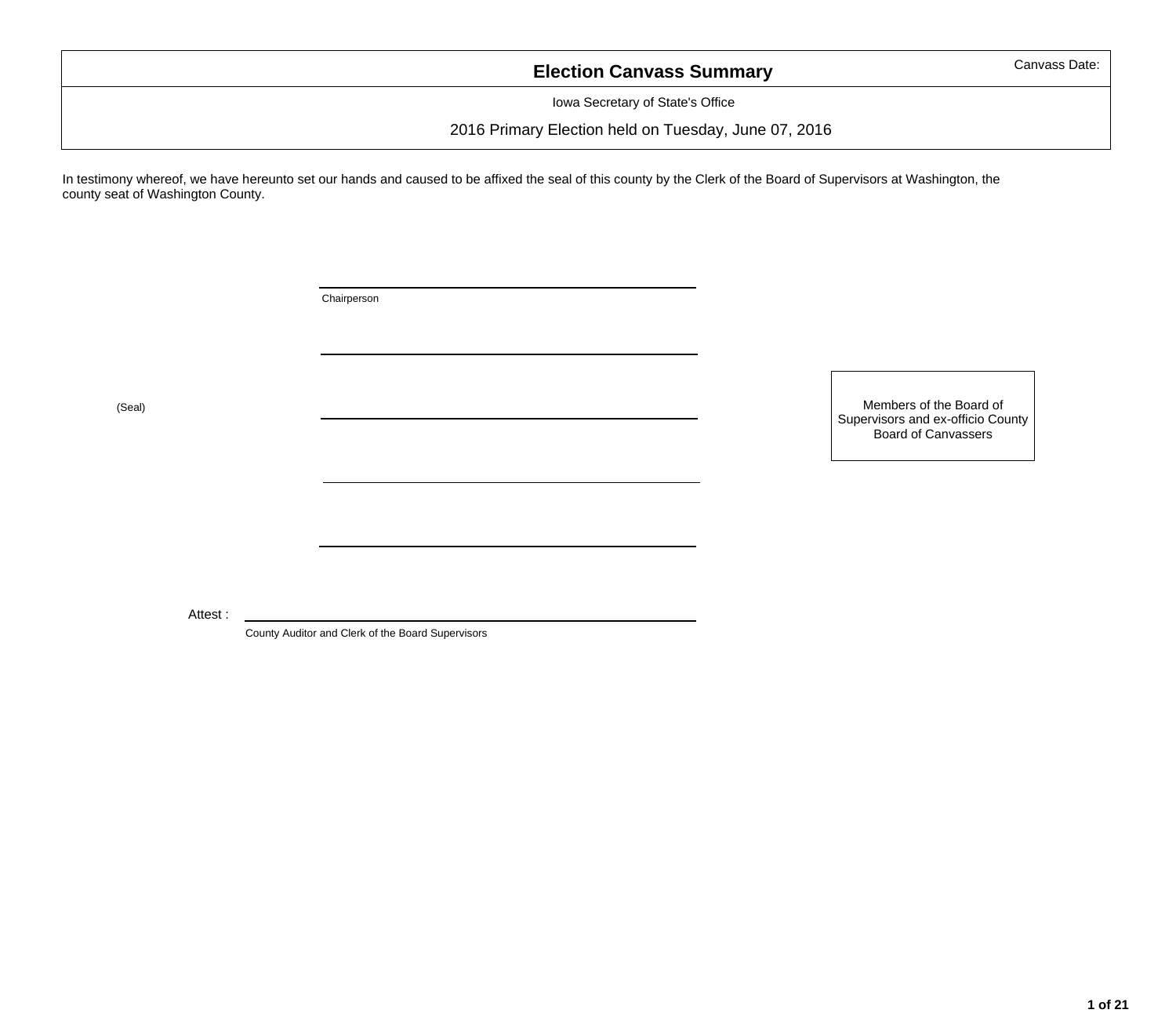# Election Canvass Summary

Canvass Date:

Iowa Secretary of State's Office

2016 Primary Election held on Tuesday, June 07, 2016

In testimony whereof, we have hereunto set our hands and caused to be affixed the seal of this county by the Clerk of the Board of Supervisors at Washington, the county seat of Washington County.

\_\_\_\_\_\_\_\_\_\_\_\_\_\_\_\_\_\_\_\_\_\_\_\_\_\_\_\_\_\_\_\_\_\_\_\_\_\_\_\_
Chairperson

\_\_\_\_\_\_\_\_\_\_\_\_\_\_\_\_\_\_\_\_\_\_\_\_\_\_\_\_\_\_\_\_\_\_\_\_\_\_\_\_

(Seal)

\_\_\_\_\_\_\_\_\_\_\_\_\_\_\_\_\_\_\_\_\_\_\_\_\_\_\_\_\_\_\_\_\_\_\_\_\_\_\_\_

Members of the Board of Supervisors and ex-officio County Board of Canvassers

\_\_\_\_\_\_\_\_\_\_\_\_\_\_\_\_\_\_\_\_\_\_\_\_\_\_\_\_\_\_\_\_\_\_\_\_\_\_\_\_

\_\_\_\_\_\_\_\_\_\_\_\_\_\_\_\_\_\_\_\_\_\_\_\_\_\_\_\_\_\_\_\_\_\_\_\_\_\_\_\_

Attest : \_\_\_\_\_\_\_\_\_\_\_\_\_\_\_\_\_\_\_\_\_\_\_\_\_\_\_\_\_\_\_\_\_\_\_\_\_\_\_\_
County Auditor and Clerk of the Board Supervisors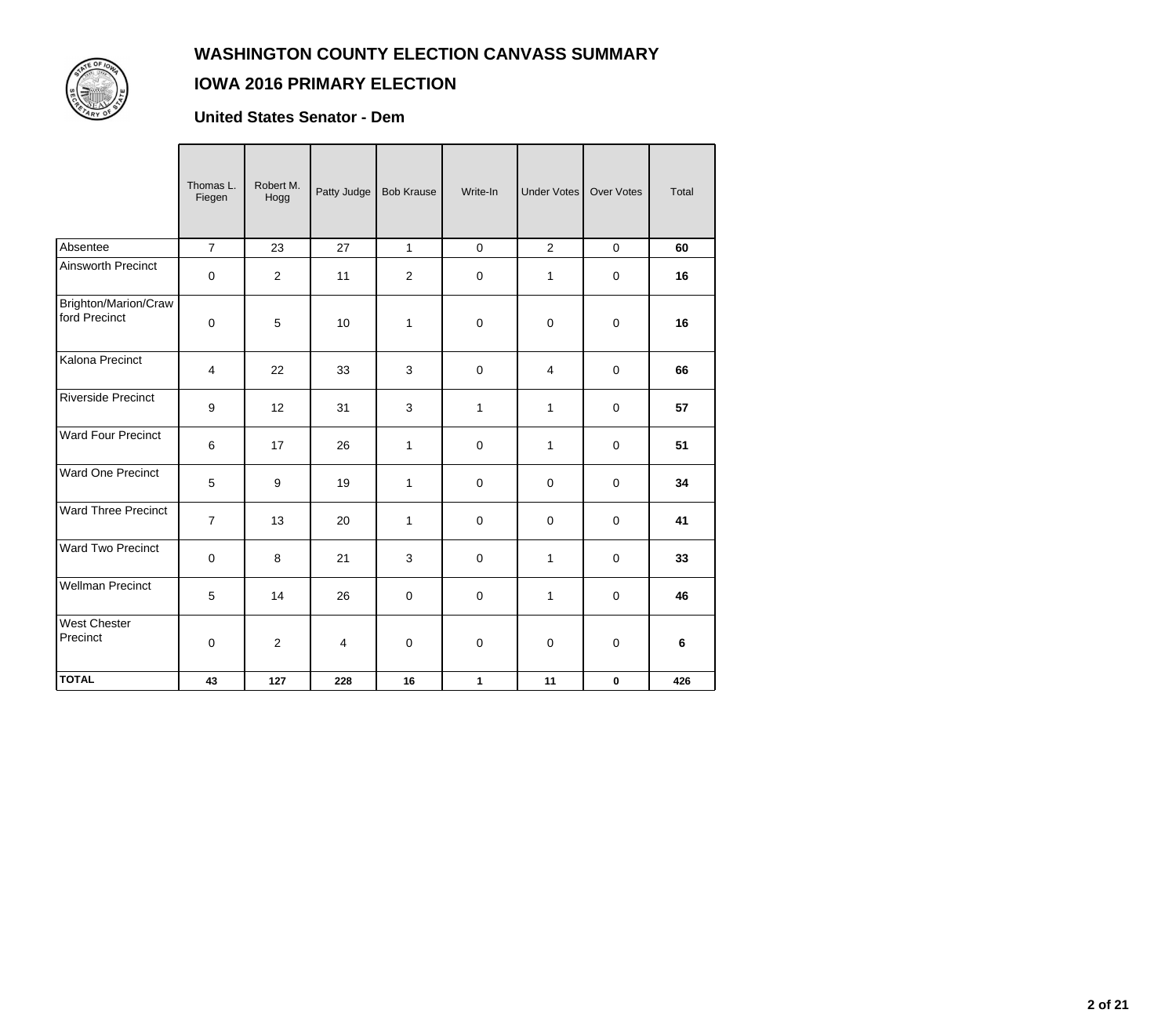# WASHINGTON COUNTY ELECTION CANVASS SUMMARY

## IOWA 2016 PRIMARY ELECTION

### United States Senator - Dem

| | Thomas L. Fiegen | Robert M. Hogg | Patty Judge | Bob Krause | Write-In | Under Votes | Over Votes | Total |
|---|---|---|---|---|---|---|---|---|
| Absentee | 7 | 23 | 27 | 1 | 0 | 2 | 0 | **60** |
| Ainsworth Precinct | 0 | 2 | 11 | 2 | 0 | 1 | 0 | **16** |
| Brighton/Marion/Crawford Precinct | 0 | 5 | 10 | 1 | 0 | 0 | 0 | **16** |
| Kalona Precinct | 4 | 22 | 33 | 3 | 0 | 4 | 0 | **66** |
| Riverside Precinct | 9 | 12 | 31 | 3 | 1 | 1 | 0 | **57** |
| Ward Four Precinct | 6 | 17 | 26 | 1 | 0 | 1 | 0 | **51** |
| Ward One Precinct | 5 | 9 | 19 | 1 | 0 | 0 | 0 | **34** |
| Ward Three Precinct | 7 | 13 | 20 | 1 | 0 | 0 | 0 | **41** |
| Ward Two Precinct | 0 | 8 | 21 | 3 | 0 | 1 | 0 | **33** |
| Wellman Precinct | 5 | 14 | 26 | 0 | 0 | 1 | 0 | **46** |
| West Chester Precinct | 0 | 2 | 4 | 0 | 0 | 0 | 0 | **6** |
| **TOTAL** | **43** | **127** | **228** | **16** | **1** | **11** | **0** | **426** |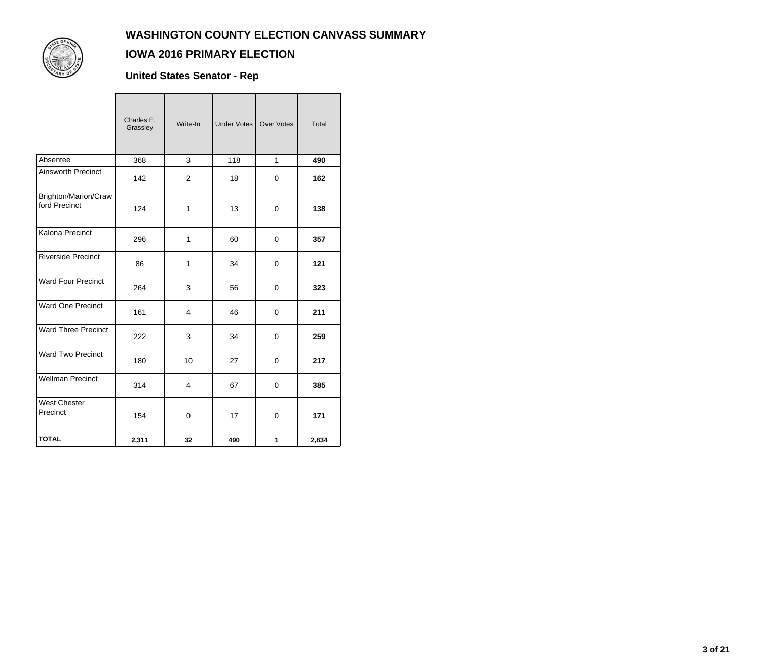# WASHINGTON COUNTY ELECTION CANVASS SUMMARY

## IOWA 2016 PRIMARY ELECTION

### United States Senator - Rep

| | Charles E. Grassley | Write-In | Under Votes | Over Votes | Total |
|---|---|---|---|---|---|
| Absentee | 368 | 3 | 118 | 1 | **490** |
| Ainsworth Precinct | 142 | 2 | 18 | 0 | **162** |
| Brighton/Marion/Crawford Precinct | 124 | 1 | 13 | 0 | **138** |
| Kalona Precinct | 296 | 1 | 60 | 0 | **357** |
| Riverside Precinct | 86 | 1 | 34 | 0 | **121** |
| Ward Four Precinct | 264 | 3 | 56 | 0 | **323** |
| Ward One Precinct | 161 | 4 | 46 | 0 | **211** |
| Ward Three Precinct | 222 | 3 | 34 | 0 | **259** |
| Ward Two Precinct | 180 | 10 | 27 | 0 | **217** |
| Wellman Precinct | 314 | 4 | 67 | 0 | **385** |
| West Chester Precinct | 154 | 0 | 17 | 0 | **171** |
| **TOTAL** | **2,311** | **32** | **490** | **1** | **2,834** |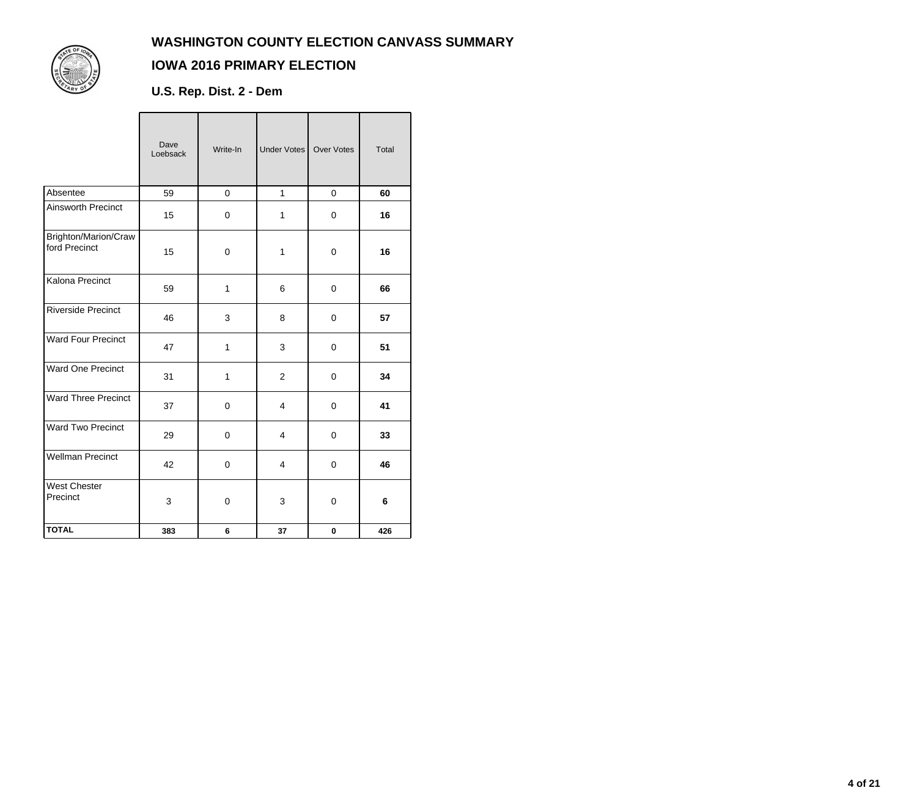# WASHINGTON COUNTY ELECTION CANVASS SUMMARY

## IOWA 2016 PRIMARY ELECTION

### U.S. Rep. Dist. 2 - Dem

| | Dave Loebsack | Write-In | Under Votes | Over Votes | Total |
|---|---|---|---|---|---|
| Absentee | 59 | 0 | 1 | 0 | **60** |
| Ainsworth Precinct | 15 | 0 | 1 | 0 | **16** |
| Brighton/Marion/Crawford Precinct | 15 | 0 | 1 | 0 | **16** |
| Kalona Precinct | 59 | 1 | 6 | 0 | **66** |
| Riverside Precinct | 46 | 3 | 8 | 0 | **57** |
| Ward Four Precinct | 47 | 1 | 3 | 0 | **51** |
| Ward One Precinct | 31 | 1 | 2 | 0 | **34** |
| Ward Three Precinct | 37 | 0 | 4 | 0 | **41** |
| Ward Two Precinct | 29 | 0 | 4 | 0 | **33** |
| Wellman Precinct | 42 | 0 | 4 | 0 | **46** |
| West Chester Precinct | 3 | 0 | 3 | 0 | **6** |
| **TOTAL** | **383** | **6** | **37** | **0** | **426** |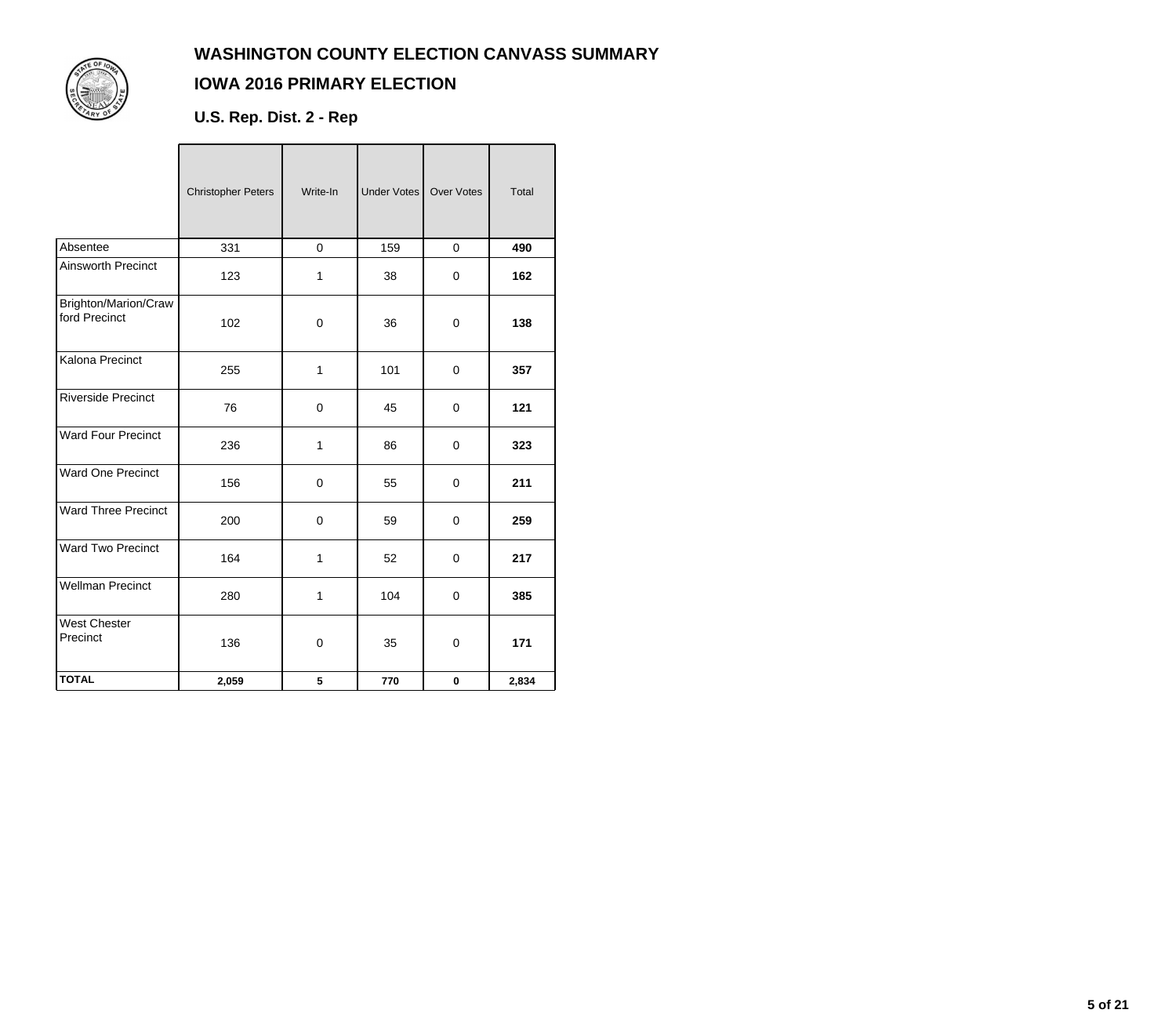# WASHINGTON COUNTY ELECTION CANVASS SUMMARY

## IOWA 2016 PRIMARY ELECTION

### U.S. Rep. Dist. 2 - Rep

| | Christopher Peters | Write-In | Under Votes | Over Votes | Total |
|---|---|---|---|---|---|
| Absentee | 331 | 0 | 159 | 0 | **490** |
| Ainsworth Precinct | 123 | 1 | 38 | 0 | **162** |
| Brighton/Marion/Crawford Precinct | 102 | 0 | 36 | 0 | **138** |
| Kalona Precinct | 255 | 1 | 101 | 0 | **357** |
| Riverside Precinct | 76 | 0 | 45 | 0 | **121** |
| Ward Four Precinct | 236 | 1 | 86 | 0 | **323** |
| Ward One Precinct | 156 | 0 | 55 | 0 | **211** |
| Ward Three Precinct | 200 | 0 | 59 | 0 | **259** |
| Ward Two Precinct | 164 | 1 | 52 | 0 | **217** |
| Wellman Precinct | 280 | 1 | 104 | 0 | **385** |
| West Chester Precinct | 136 | 0 | 35 | 0 | **171** |
| **TOTAL** | **2,059** | **5** | **770** | **0** | **2,834** |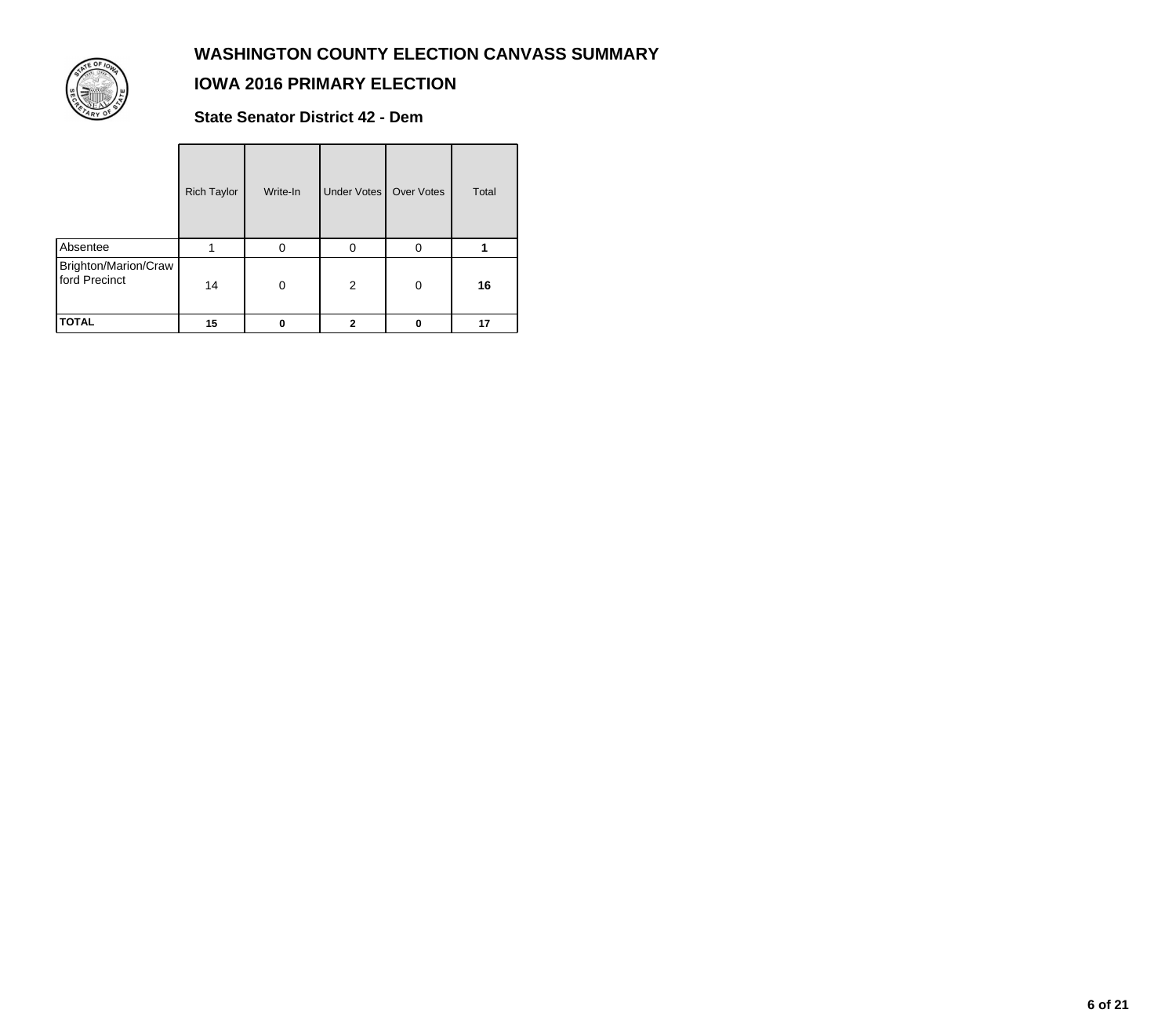# WASHINGTON COUNTY ELECTION CANVASS SUMMARY

## IOWA 2016 PRIMARY ELECTION

### State Senator District 42 - Dem

| | Rich Taylor | Write-In | Under Votes | Over Votes | Total |
|---|---|---|---|---|---|
| Absentee | 1 | 0 | 0 | 0 | **1** |
| Brighton/Marion/Crawford Precinct | 14 | 0 | 2 | 0 | **16** |
| **TOTAL** | **15** | **0** | **2** | **0** | **17** |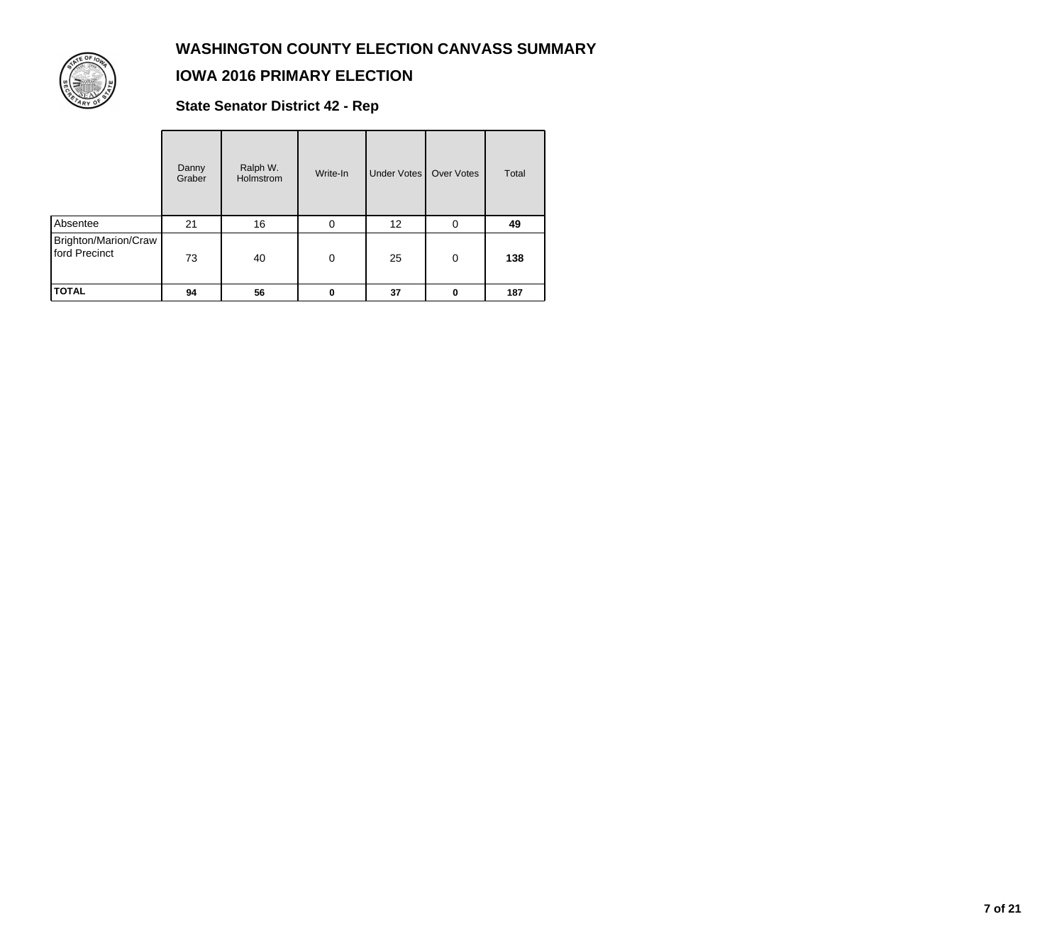# WASHINGTON COUNTY ELECTION CANVASS SUMMARY

## IOWA 2016 PRIMARY ELECTION

### State Senator District 42 - Rep

| | Danny Graber | Ralph W. Holmstrom | Write-In | Under Votes | Over Votes | Total |
|---|---|---|---|---|---|---|
| Absentee | 21 | 16 | 0 | 12 | 0 | **49** |
| Brighton/Marion/Crawford Precinct | 73 | 40 | 0 | 25 | 0 | **138** |
| **TOTAL** | **94** | **56** | **0** | **37** | **0** | **187** |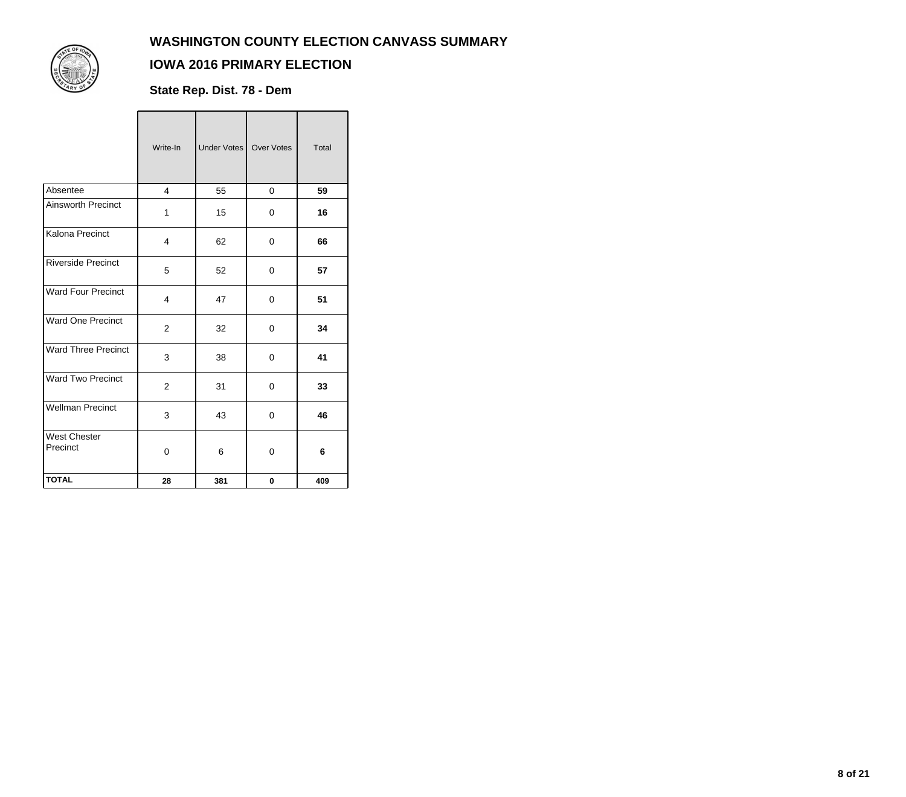# WASHINGTON COUNTY ELECTION CANVASS SUMMARY

## IOWA 2016 PRIMARY ELECTION

### State Rep. Dist. 78 - Dem

| | Write-In | Under Votes | Over Votes | Total |
|---|---|---|---|---|
| Absentee | 4 | 55 | 0 | **59** |
| Ainsworth Precinct | 1 | 15 | 0 | **16** |
| Kalona Precinct | 4 | 62 | 0 | **66** |
| Riverside Precinct | 5 | 52 | 0 | **57** |
| Ward Four Precinct | 4 | 47 | 0 | **51** |
| Ward One Precinct | 2 | 32 | 0 | **34** |
| Ward Three Precinct | 3 | 38 | 0 | **41** |
| Ward Two Precinct | 2 | 31 | 0 | **33** |
| Wellman Precinct | 3 | 43 | 0 | **46** |
| West Chester Precinct | 0 | 6 | 0 | **6** |
| **TOTAL** | **28** | **381** | **0** | **409** |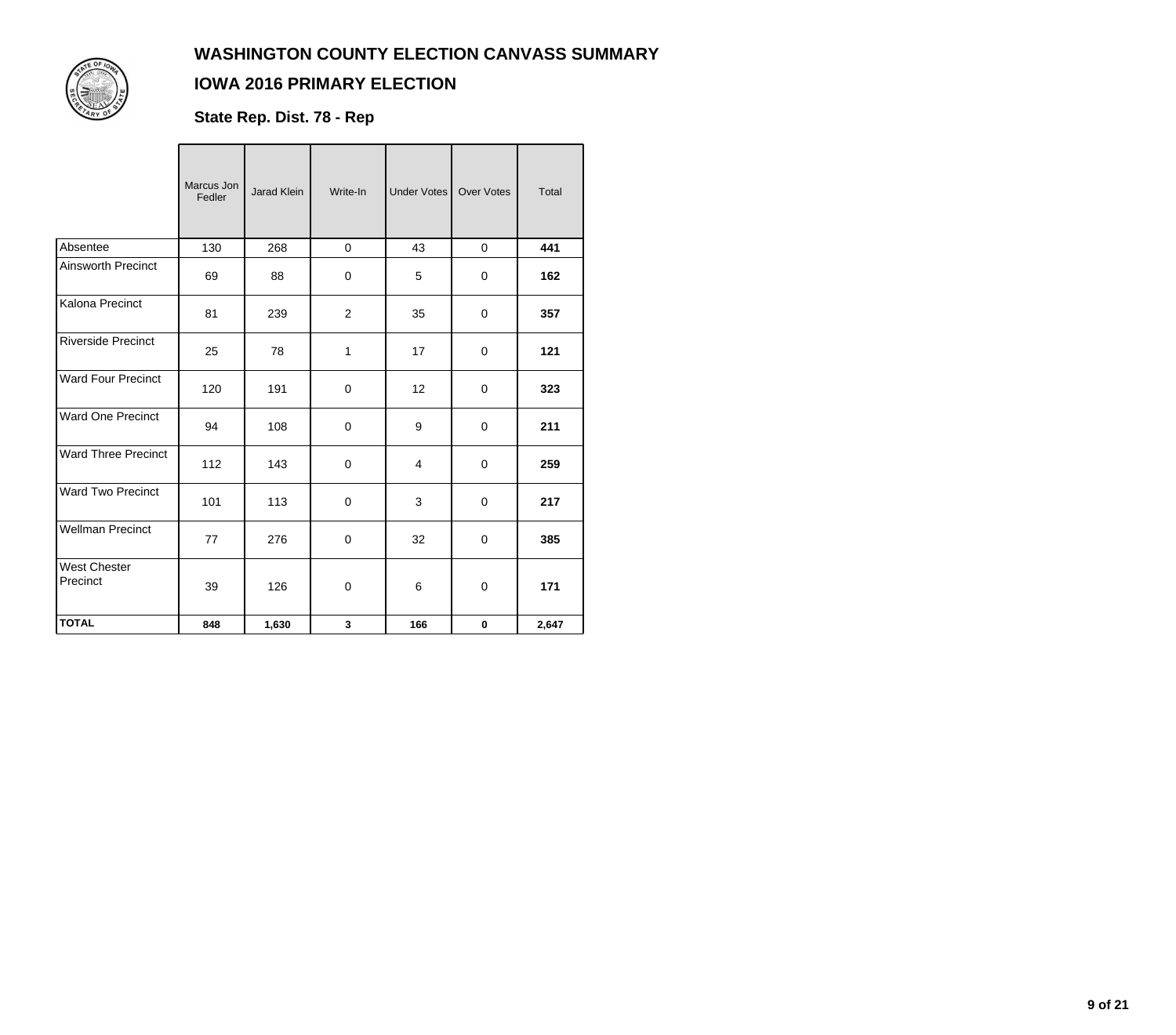# WASHINGTON COUNTY ELECTION CANVASS SUMMARY

## IOWA 2016 PRIMARY ELECTION

### State Rep. Dist. 78 - Rep

| | Marcus Jon Fedler | Jarad Klein | Write-In | Under Votes | Over Votes | Total |
|---|---|---|---|---|---|---|
| Absentee | 130 | 268 | 0 | 43 | 0 | **441** |
| Ainsworth Precinct | 69 | 88 | 0 | 5 | 0 | **162** |
| Kalona Precinct | 81 | 239 | 2 | 35 | 0 | **357** |
| Riverside Precinct | 25 | 78 | 1 | 17 | 0 | **121** |
| Ward Four Precinct | 120 | 191 | 0 | 12 | 0 | **323** |
| Ward One Precinct | 94 | 108 | 0 | 9 | 0 | **211** |
| Ward Three Precinct | 112 | 143 | 0 | 4 | 0 | **259** |
| Ward Two Precinct | 101 | 113 | 0 | 3 | 0 | **217** |
| Wellman Precinct | 77 | 276 | 0 | 32 | 0 | **385** |
| West Chester Precinct | 39 | 126 | 0 | 6 | 0 | **171** |
| **TOTAL** | **848** | **1,630** | **3** | **166** | **0** | **2,647** |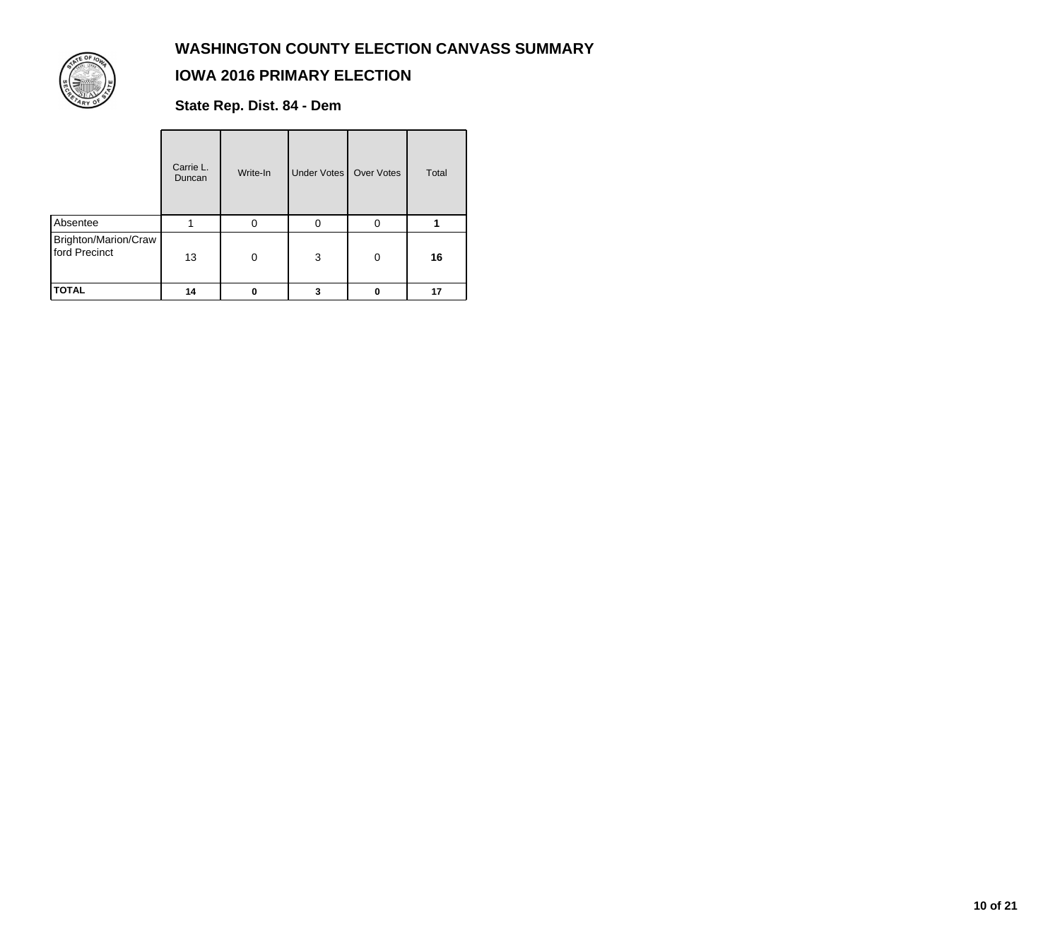# WASHINGTON COUNTY ELECTION CANVASS SUMMARY

## IOWA 2016 PRIMARY ELECTION

### State Rep. Dist. 84 - Dem

| | Carrie L. Duncan | Write-In | Under Votes | Over Votes | Total |
|---|---|---|---|---|---|
| Absentee | 1 | 0 | 0 | 0 | **1** |
| Brighton/Marion/Crawford Precinct | 13 | 0 | 3 | 0 | **16** |
| **TOTAL** | **14** | **0** | **3** | **0** | **17** |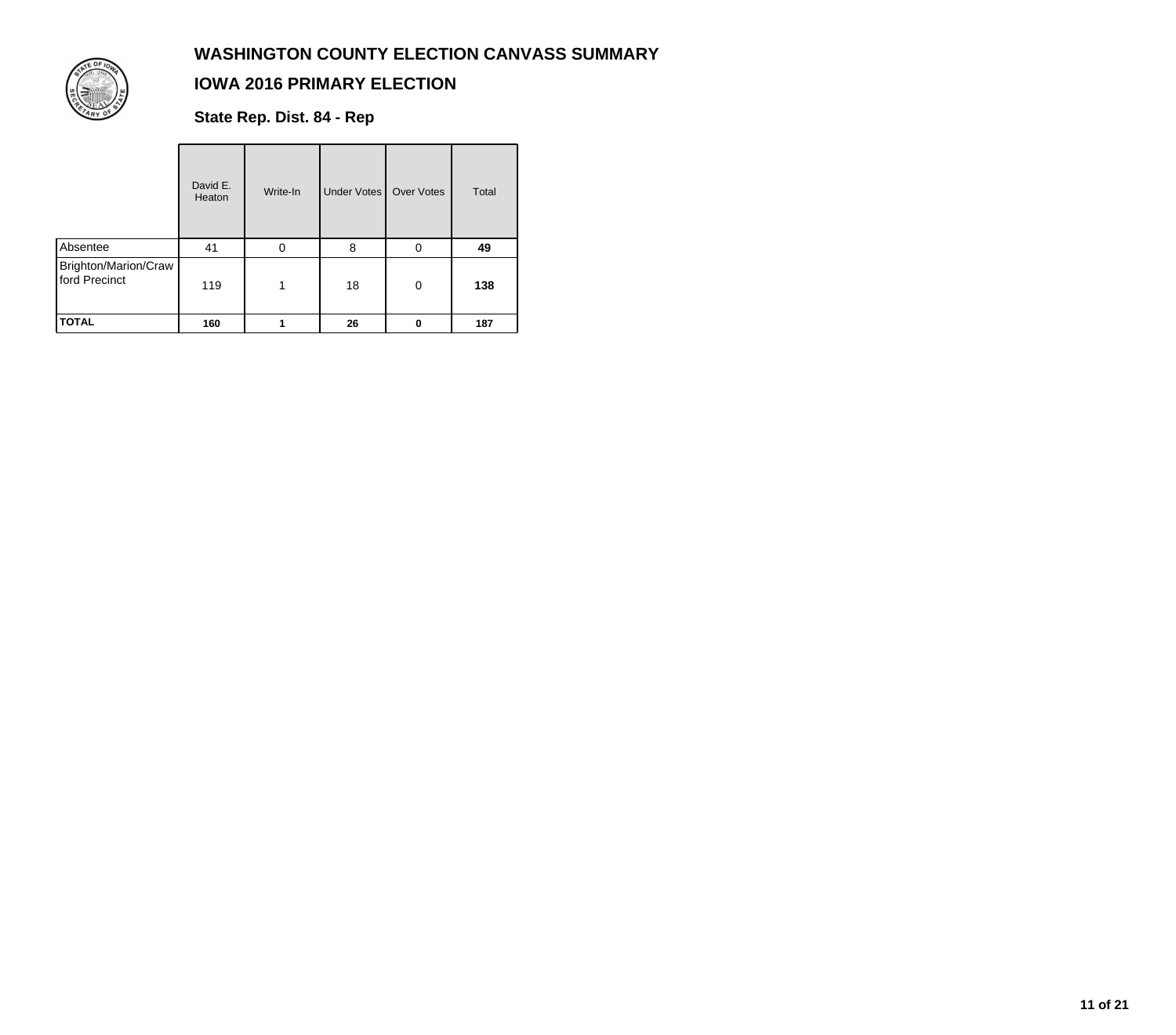# WASHINGTON COUNTY ELECTION CANVASS SUMMARY

## IOWA 2016 PRIMARY ELECTION

### State Rep. Dist. 84 - Rep

| | David E. Heaton | Write-In | Under Votes | Over Votes | Total |
|---|---|---|---|---|---|
| Absentee | 41 | 0 | 8 | 0 | **49** |
| Brighton/Marion/Crawford Precinct | 119 | 1 | 18 | 0 | **138** |
| **TOTAL** | **160** | **1** | **26** | **0** | **187** |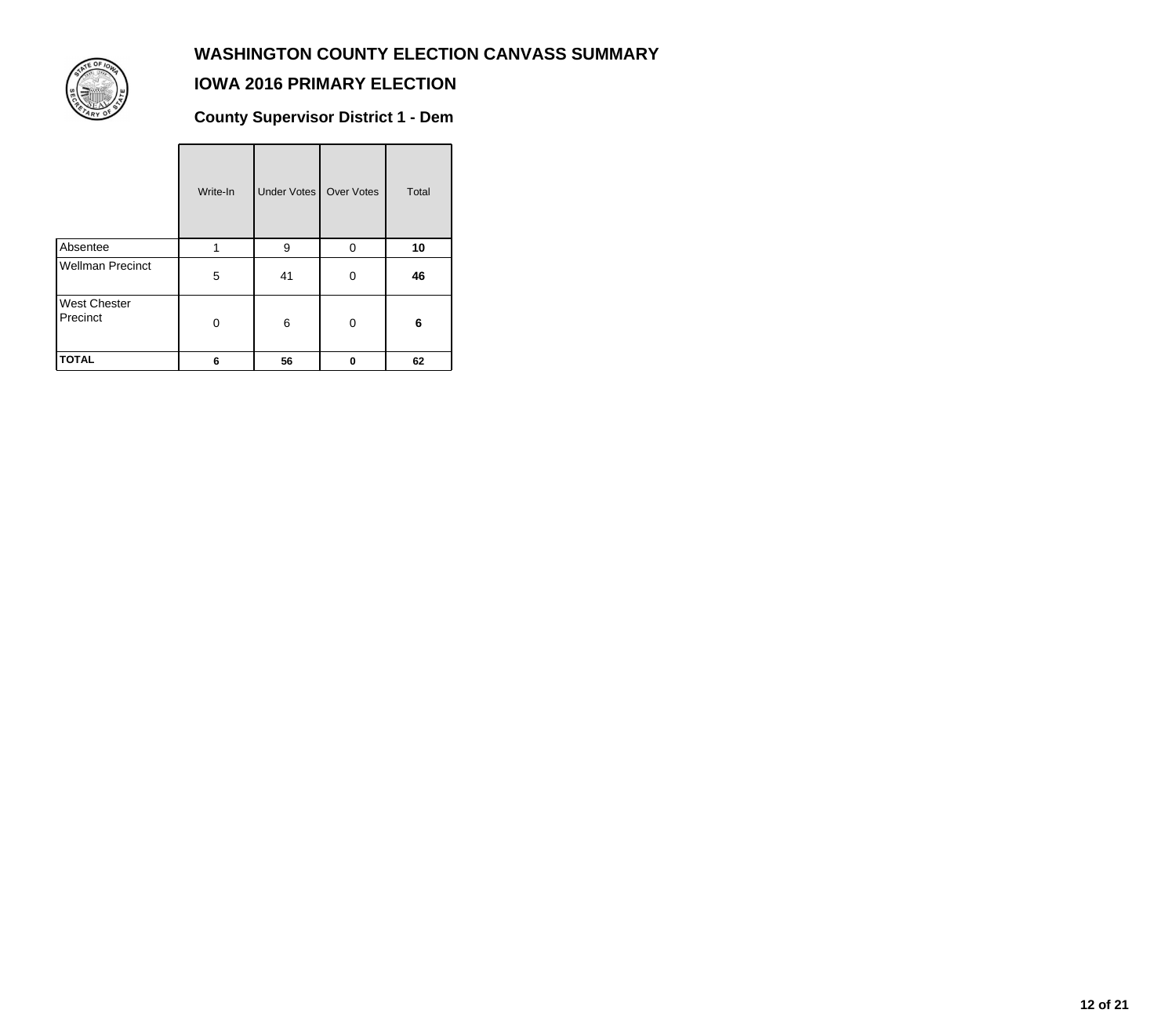# WASHINGTON COUNTY ELECTION CANVASS SUMMARY

## IOWA 2016 PRIMARY ELECTION

### County Supervisor District 1 - Dem

| | Write-In | Under Votes | Over Votes | Total |
|---|---|---|---|---|
| Absentee | 1 | 9 | 0 | **10** |
| Wellman Precinct | 5 | 41 | 0 | **46** |
| West Chester Precinct | 0 | 6 | 0 | **6** |
| **TOTAL** | **6** | **56** | **0** | **62** |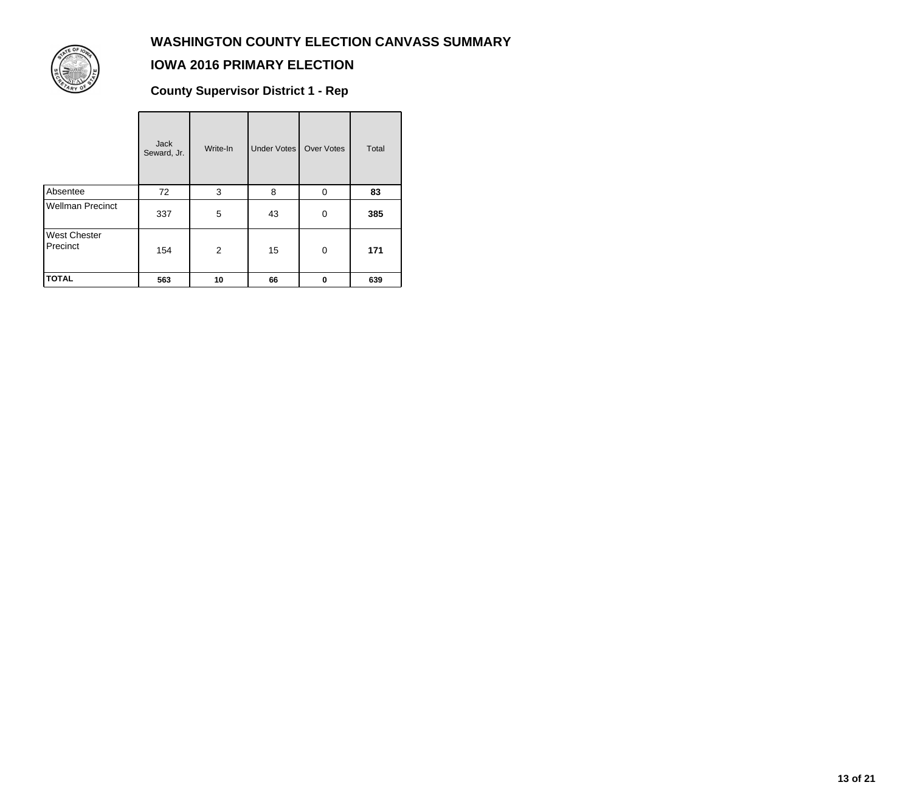# WASHINGTON COUNTY ELECTION CANVASS SUMMARY

## IOWA 2016 PRIMARY ELECTION

### County Supervisor District 1 - Rep

| | Jack Seward, Jr. | Write-In | Under Votes | Over Votes | Total |
|---|---|---|---|---|---|
| Absentee | 72 | 3 | 8 | 0 | **83** |
| Wellman Precinct | 337 | 5 | 43 | 0 | **385** |
| West Chester Precinct | 154 | 2 | 15 | 0 | **171** |
| **TOTAL** | **563** | **10** | **66** | **0** | **639** |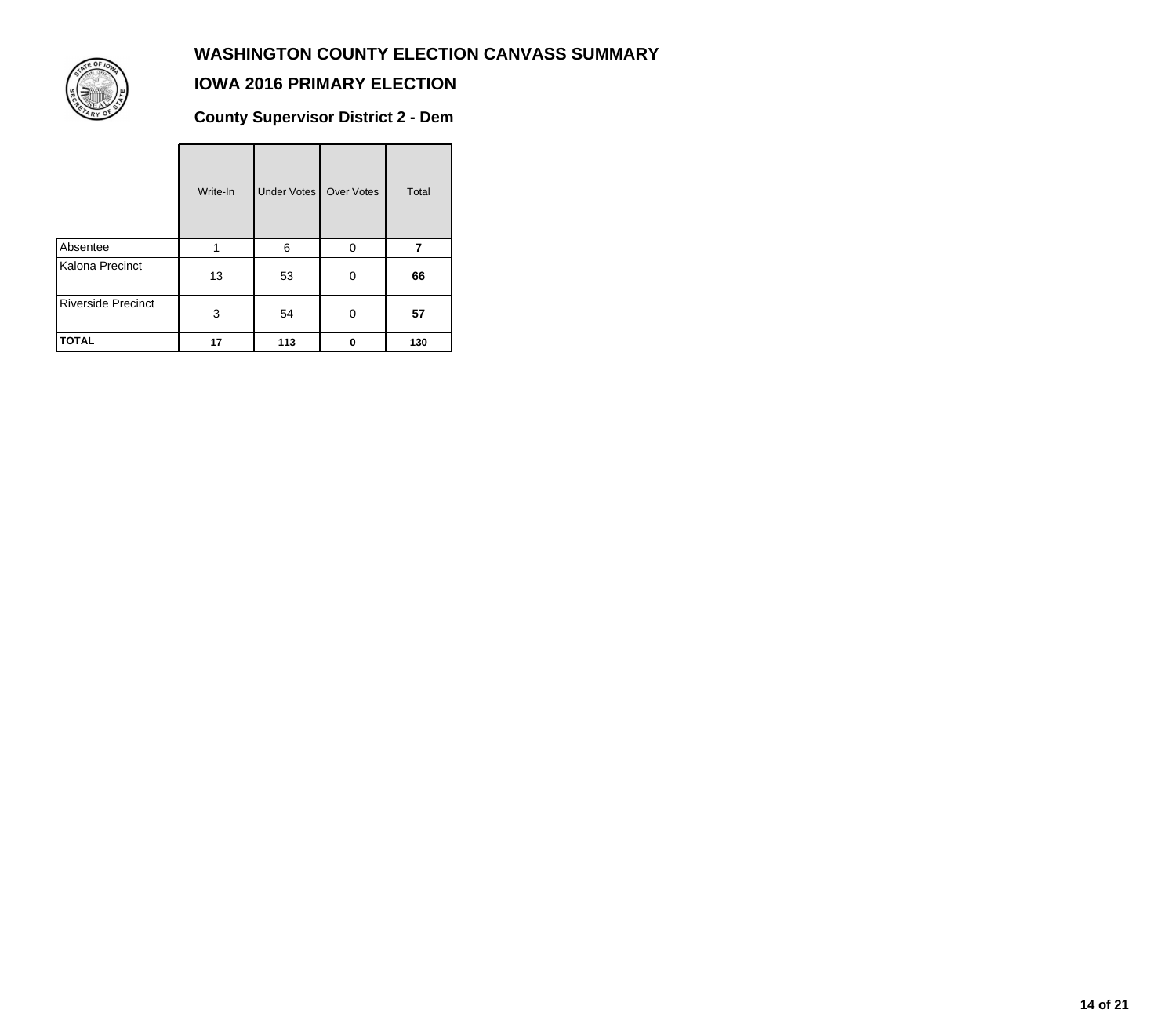# WASHINGTON COUNTY ELECTION CANVASS SUMMARY

## IOWA 2016 PRIMARY ELECTION

### County Supervisor District 2 - Dem

| | Write-In | Under Votes | Over Votes | Total |
|---|---|---|---|---|
| Absentee | 1 | 6 | 0 | **7** |
| Kalona Precinct | 13 | 53 | 0 | **66** |
| Riverside Precinct | 3 | 54 | 0 | **57** |
| **TOTAL** | **17** | **113** | **0** | **130** |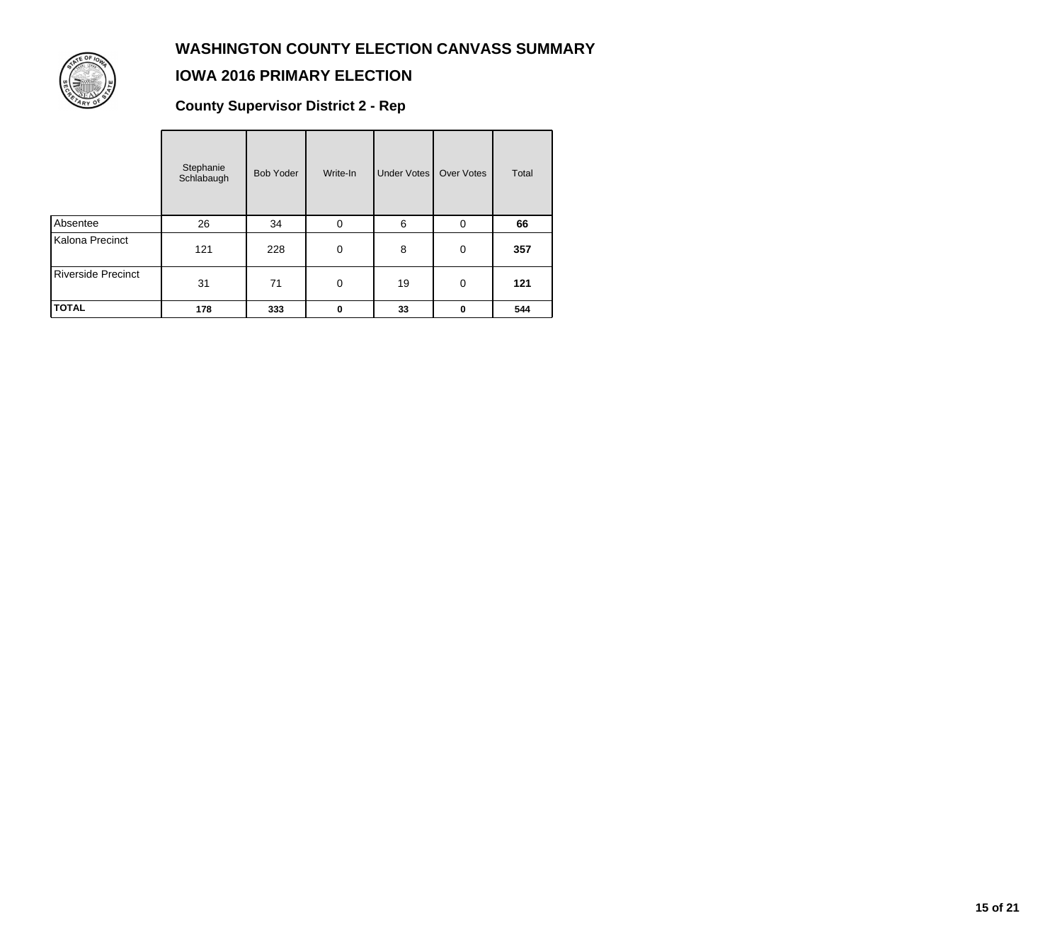# WASHINGTON COUNTY ELECTION CANVASS SUMMARY

## IOWA 2016 PRIMARY ELECTION

### County Supervisor District 2 - Rep

| | Stephanie Schlabaugh | Bob Yoder | Write-In | Under Votes | Over Votes | Total |
|---|---|---|---|---|---|---|
| Absentee | 26 | 34 | 0 | 6 | 0 | **66** |
| Kalona Precinct | 121 | 228 | 0 | 8 | 0 | **357** |
| Riverside Precinct | 31 | 71 | 0 | 19 | 0 | **121** |
| **TOTAL** | **178** | **333** | **0** | **33** | **0** | **544** |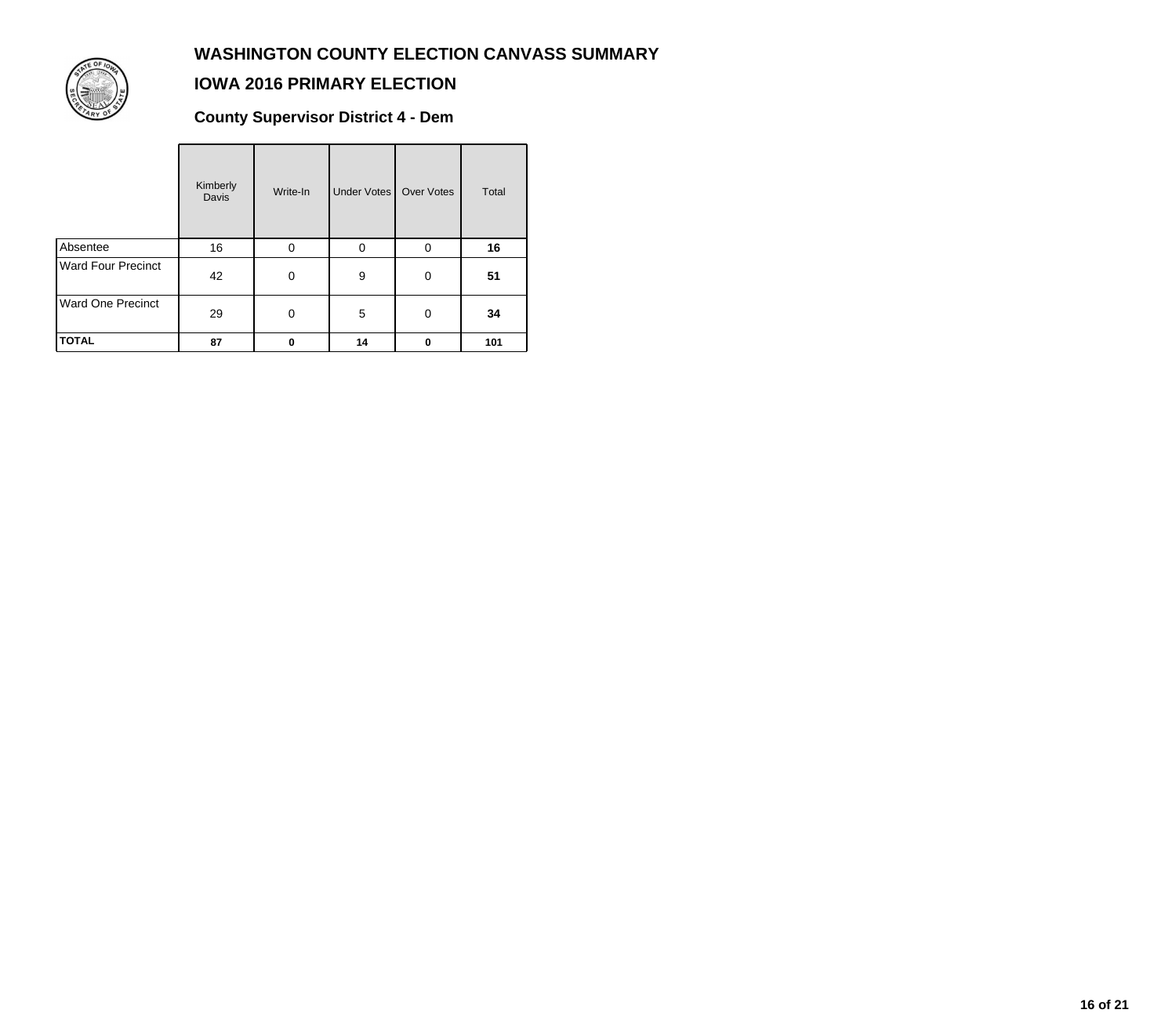# WASHINGTON COUNTY ELECTION CANVASS SUMMARY

## IOWA 2016 PRIMARY ELECTION

### County Supervisor District 4 - Dem

| | Kimberly Davis | Write-In | Under Votes | Over Votes | Total |
|---|---|---|---|---|---|
| Absentee | 16 | 0 | 0 | 0 | **16** |
| Ward Four Precinct | 42 | 0 | 9 | 0 | **51** |
| Ward One Precinct | 29 | 0 | 5 | 0 | **34** |
| **TOTAL** | **87** | **0** | **14** | **0** | **101** |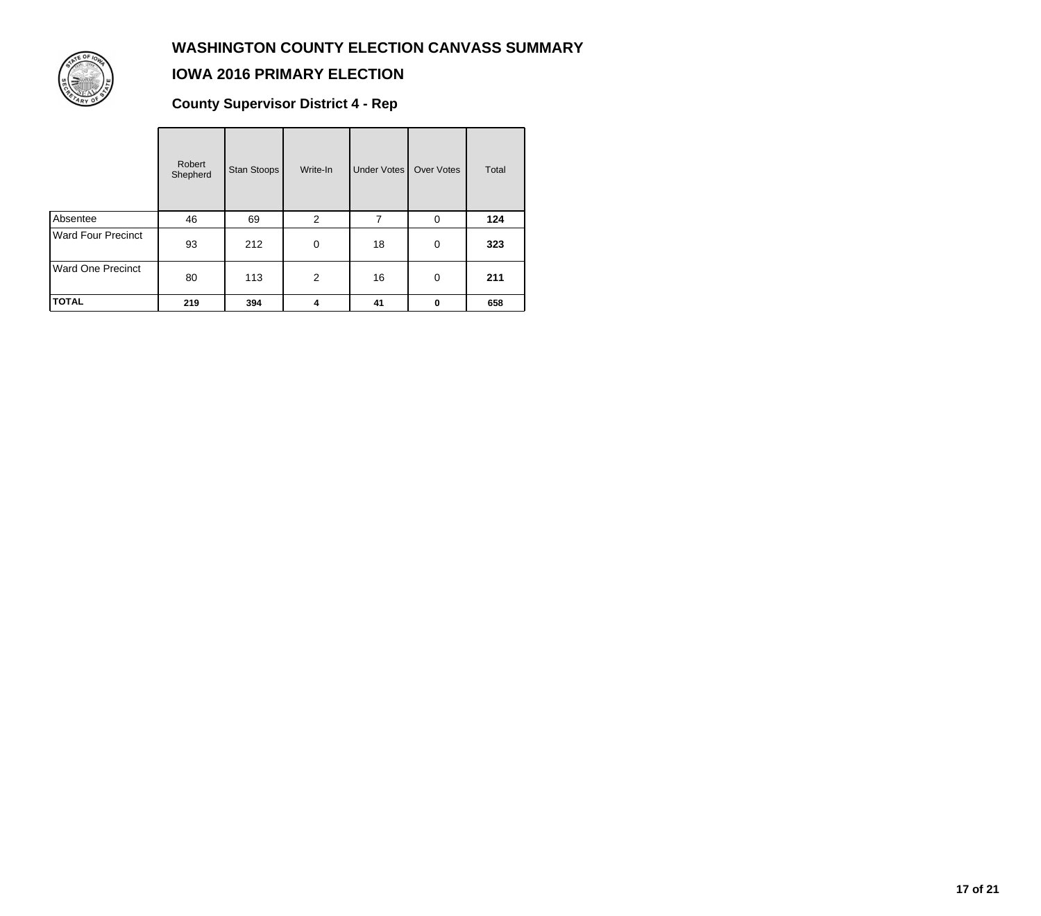# WASHINGTON COUNTY ELECTION CANVASS SUMMARY

## IOWA 2016 PRIMARY ELECTION

### County Supervisor District 4 - Rep

| | Robert Shepherd | Stan Stoops | Write-In | Under Votes | Over Votes | Total |
|---|---|---|---|---|---|---|
| Absentee | 46 | 69 | 2 | 7 | 0 | **124** |
| Ward Four Precinct | 93 | 212 | 0 | 18 | 0 | **323** |
| Ward One Precinct | 80 | 113 | 2 | 16 | 0 | **211** |
| **TOTAL** | **219** | **394** | **4** | **41** | **0** | **658** |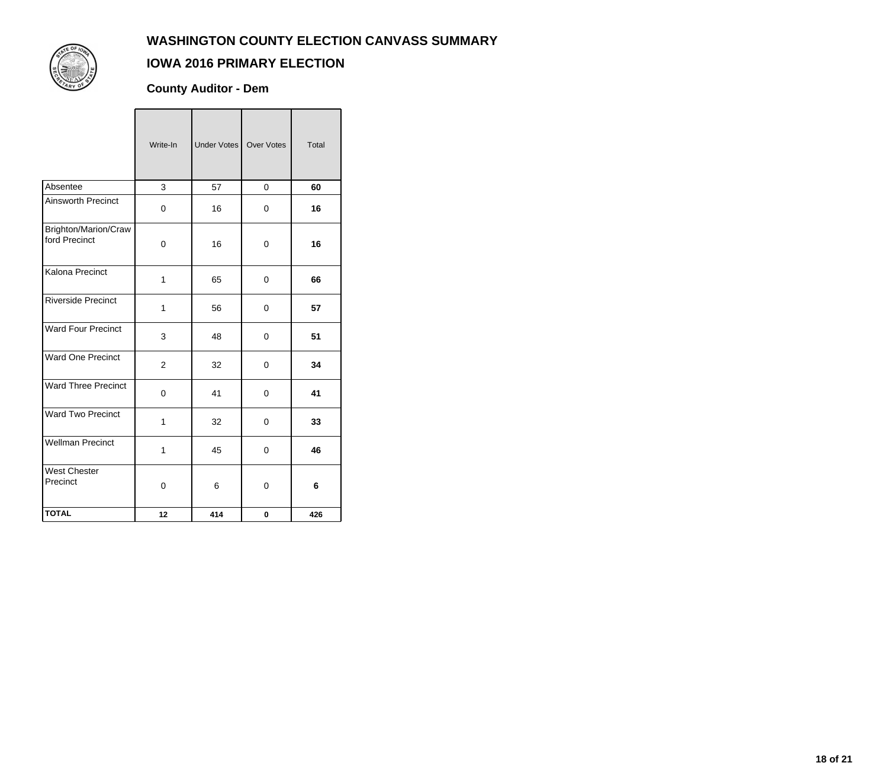# WASHINGTON COUNTY ELECTION CANVASS SUMMARY

## IOWA 2016 PRIMARY ELECTION

### County Auditor - Dem

| | Write-In | Under Votes | Over Votes | Total |
|---|---|---|---|---|
| Absentee | 3 | 57 | 0 | **60** |
| Ainsworth Precinct | 0 | 16 | 0 | **16** |
| Brighton/Marion/Crawford Precinct | 0 | 16 | 0 | **16** |
| Kalona Precinct | 1 | 65 | 0 | **66** |
| Riverside Precinct | 1 | 56 | 0 | **57** |
| Ward Four Precinct | 3 | 48 | 0 | **51** |
| Ward One Precinct | 2 | 32 | 0 | **34** |
| Ward Three Precinct | 0 | 41 | 0 | **41** |
| Ward Two Precinct | 1 | 32 | 0 | **33** |
| Wellman Precinct | 1 | 45 | 0 | **46** |
| West Chester Precinct | 0 | 6 | 0 | **6** |
| **TOTAL** | **12** | **414** | **0** | **426** |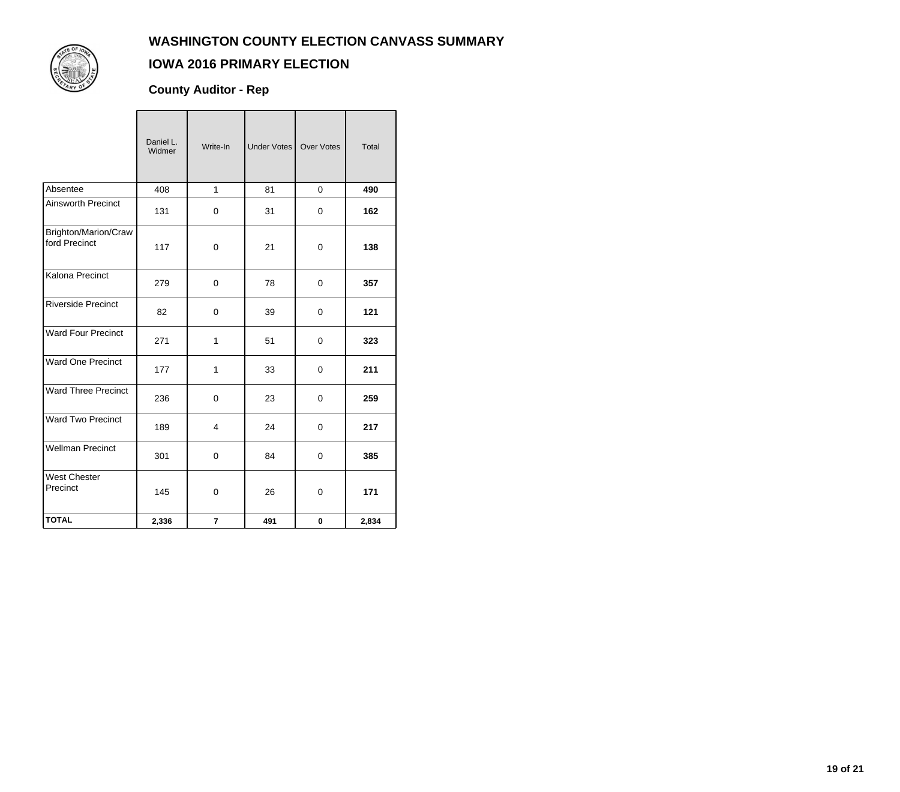# WASHINGTON COUNTY ELECTION CANVASS SUMMARY

## IOWA 2016 PRIMARY ELECTION

### County Auditor - Rep

| | Daniel L. Widmer | Write-In | Under Votes | Over Votes | Total |
|---|---|---|---|---|---|
| Absentee | 408 | 1 | 81 | 0 | **490** |
| Ainsworth Precinct | 131 | 0 | 31 | 0 | **162** |
| Brighton/Marion/Crawford Precinct | 117 | 0 | 21 | 0 | **138** |
| Kalona Precinct | 279 | 0 | 78 | 0 | **357** |
| Riverside Precinct | 82 | 0 | 39 | 0 | **121** |
| Ward Four Precinct | 271 | 1 | 51 | 0 | **323** |
| Ward One Precinct | 177 | 1 | 33 | 0 | **211** |
| Ward Three Precinct | 236 | 0 | 23 | 0 | **259** |
| Ward Two Precinct | 189 | 4 | 24 | 0 | **217** |
| Wellman Precinct | 301 | 0 | 84 | 0 | **385** |
| West Chester Precinct | 145 | 0 | 26 | 0 | **171** |
| **TOTAL** | **2,336** | **7** | **491** | **0** | **2,834** |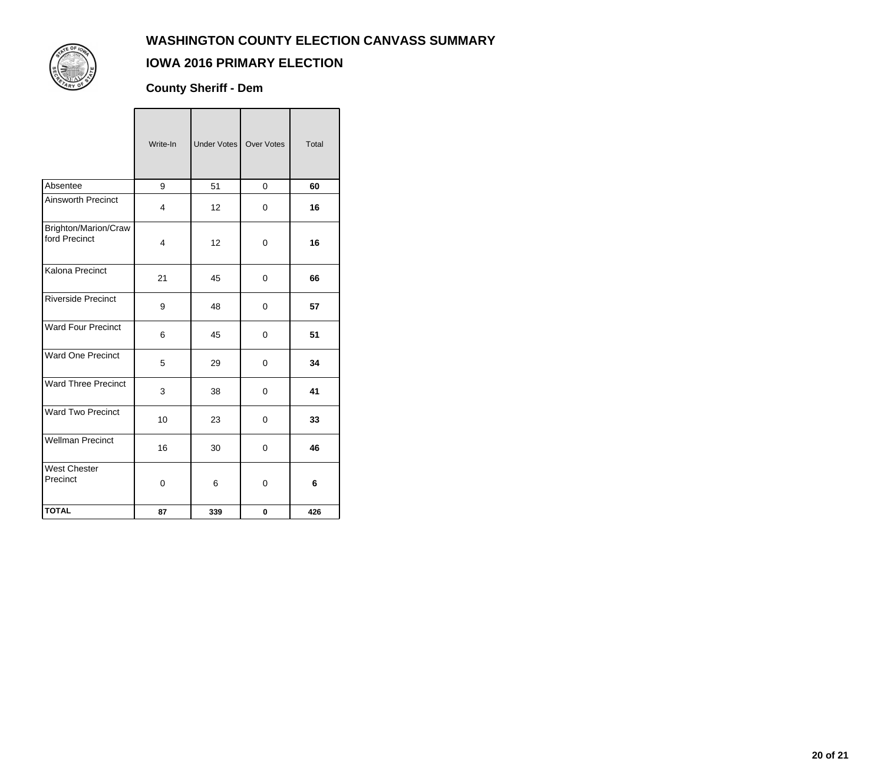# WASHINGTON COUNTY ELECTION CANVASS SUMMARY

## IOWA 2016 PRIMARY ELECTION

### County Sheriff - Dem

| | Write-In | Under Votes | Over Votes | Total |
|---|---|---|---|---|
| Absentee | 9 | 51 | 0 | **60** |
| Ainsworth Precinct | 4 | 12 | 0 | **16** |
| Brighton/Marion/Crawford Precinct | 4 | 12 | 0 | **16** |
| Kalona Precinct | 21 | 45 | 0 | **66** |
| Riverside Precinct | 9 | 48 | 0 | **57** |
| Ward Four Precinct | 6 | 45 | 0 | **51** |
| Ward One Precinct | 5 | 29 | 0 | **34** |
| Ward Three Precinct | 3 | 38 | 0 | **41** |
| Ward Two Precinct | 10 | 23 | 0 | **33** |
| Wellman Precinct | 16 | 30 | 0 | **46** |
| West Chester Precinct | 0 | 6 | 0 | **6** |
| **TOTAL** | **87** | **339** | **0** | **426** |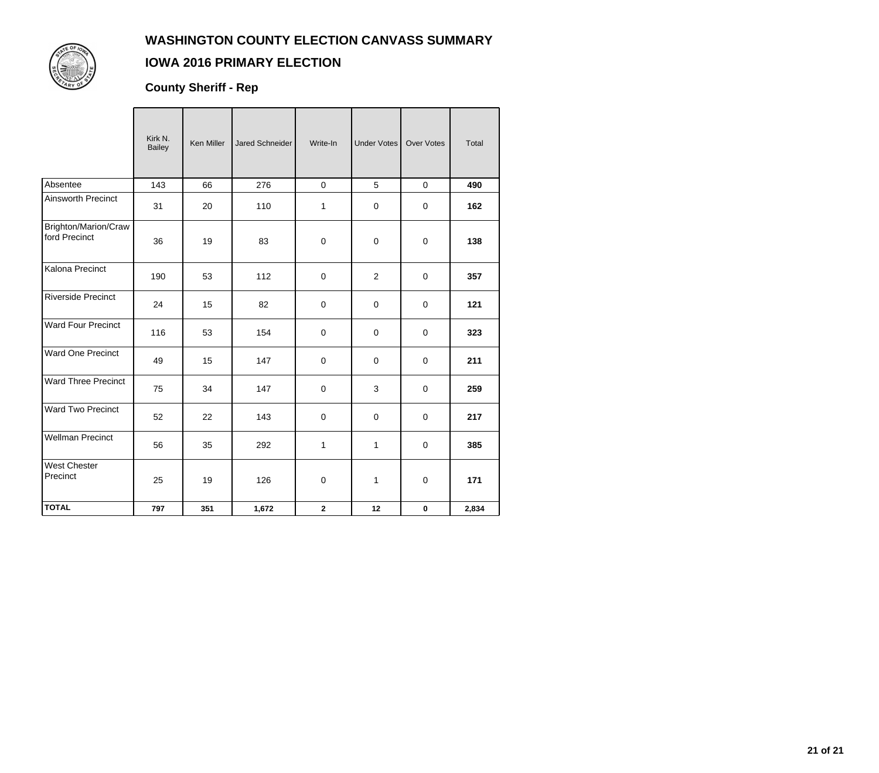# WASHINGTON COUNTY ELECTION CANVASS SUMMARY

## IOWA 2016 PRIMARY ELECTION

### County Sheriff - Rep

| | Kirk N. Bailey | Ken Miller | Jared Schneider | Write-In | Under Votes | Over Votes | Total |
|---|---|---|---|---|---|---|---|
| Absentee | 143 | 66 | 276 | 0 | 5 | 0 | **490** |
| Ainsworth Precinct | 31 | 20 | 110 | 1 | 0 | 0 | **162** |
| Brighton/Marion/Crawford Precinct | 36 | 19 | 83 | 0 | 0 | 0 | **138** |
| Kalona Precinct | 190 | 53 | 112 | 0 | 2 | 0 | **357** |
| Riverside Precinct | 24 | 15 | 82 | 0 | 0 | 0 | **121** |
| Ward Four Precinct | 116 | 53 | 154 | 0 | 0 | 0 | **323** |
| Ward One Precinct | 49 | 15 | 147 | 0 | 0 | 0 | **211** |
| Ward Three Precinct | 75 | 34 | 147 | 0 | 3 | 0 | **259** |
| Ward Two Precinct | 52 | 22 | 143 | 0 | 0 | 0 | **217** |
| Wellman Precinct | 56 | 35 | 292 | 1 | 1 | 0 | **385** |
| West Chester Precinct | 25 | 19 | 126 | 0 | 1 | 0 | **171** |
| **TOTAL** | **797** | **351** | **1,672** | **2** | **12** | **0** | **2,834** |